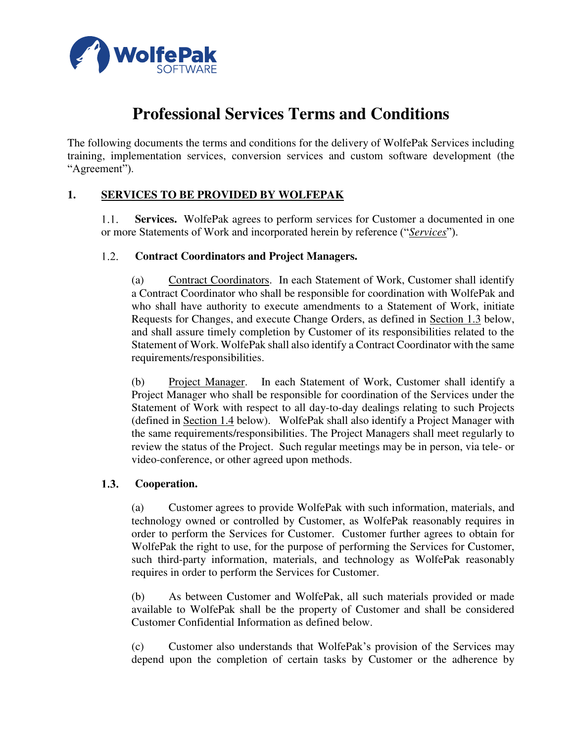# Professional Services Terms and Conditions

The following documents the terms and conditions for the delivery of WolfePak Services including training, implementation services, conversion services and custom software development (the "Agreement").

## 1. SERVICES TO BE PROVIDED BY WOLFEPAK

1.1. **Services.** WolfePak agrees to perform services for Customer a documented in one or more Statements of Work and incorporated herein by reference ("*Services*").

1.2. **Contract Coordinators and Project Managers.**

(a) Contract Coordinators. In each Statement of Work, Customer shall identify a Contract Coordinator who shall be responsible for coordination with WolfePak and who shall have authority to execute amendments to a Statement of Work, initiate Requests for Changes, and execute Change Orders, as defined in Section 1.3 below, and shall assure timely completion by Customer of its responsibilities related to the Statement of Work. WolfePak shall also identify a Contract Coordinator with the same requirements/responsibilities.

(b) Project Manager. In each Statement of Work, Customer shall identify a Project Manager who shall be responsible for coordination of the Services under the Statement of Work with respect to all day-to-day dealings relating to such Projects (defined in Section 1.4 below). WolfePak shall also identify a Project Manager with the same requirements/responsibilities. The Project Managers shall meet regularly to review the status of the Project. Such regular meetings may be in person, via tele- or video-conference, or other agreed upon methods.

**1.3. Cooperation.**

(a) Customer agrees to provide WolfePak with such information, materials, and technology owned or controlled by Customer, as WolfePak reasonably requires in order to perform the Services for Customer. Customer further agrees to obtain for WolfePak the right to use, for the purpose of performing the Services for Customer, such third-party information, materials, and technology as WolfePak reasonably requires in order to perform the Services for Customer.

(b) As between Customer and WolfePak, all such materials provided or made available to WolfePak shall be the property of Customer and shall be considered Customer Confidential Information as defined below.

(c) Customer also understands that WolfePak's provision of the Services may depend upon the completion of certain tasks by Customer or the adherence by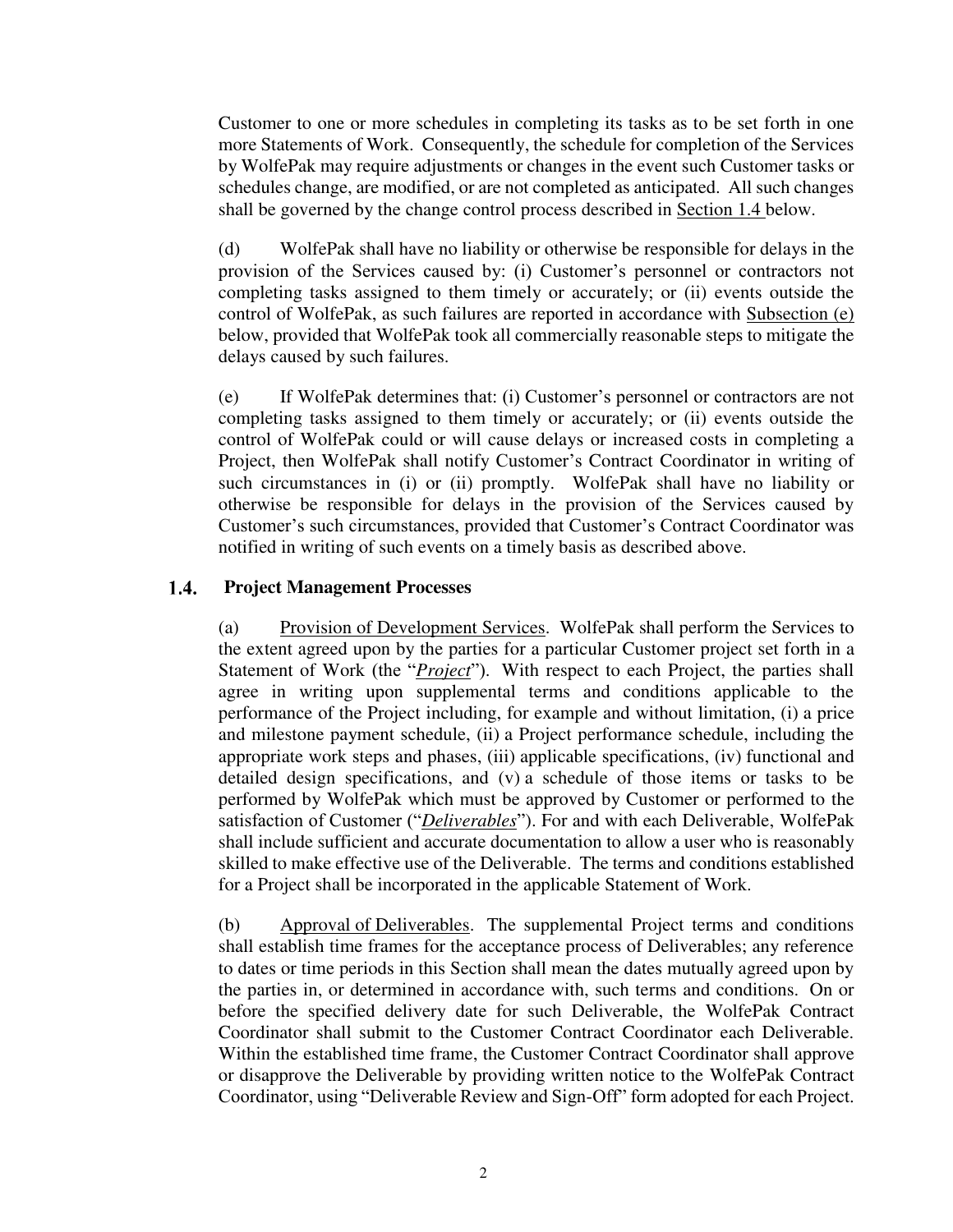Customer to one or more schedules in completing its tasks as to be set forth in one more Statements of Work. Consequently, the schedule for completion of the Services by WolfePak may require adjustments or changes in the event such Customer tasks or schedules change, are modified, or are not completed as anticipated. All such changes shall be governed by the change control process described in Section 1.4 below.

(d) WolfePak shall have no liability or otherwise be responsible for delays in the provision of the Services caused by: (i) Customer's personnel or contractors not completing tasks assigned to them timely or accurately; or (ii) events outside the control of WolfePak, as such failures are reported in accordance with Subsection (e) below, provided that WolfePak took all commercially reasonable steps to mitigate the delays caused by such failures.

(e) If WolfePak determines that: (i) Customer's personnel or contractors are not completing tasks assigned to them timely or accurately; or (ii) events outside the control of WolfePak could or will cause delays or increased costs in completing a Project, then WolfePak shall notify Customer's Contract Coordinator in writing of such circumstances in (i) or (ii) promptly. WolfePak shall have no liability or otherwise be responsible for delays in the provision of the Services caused by Customer's such circumstances, provided that Customer's Contract Coordinator was notified in writing of such events on a timely basis as described above.

### 1.4. Project Management Processes

(a) Provision of Development Services. WolfePak shall perform the Services to the extent agreed upon by the parties for a particular Customer project set forth in a Statement of Work (the "*Project*"). With respect to each Project, the parties shall agree in writing upon supplemental terms and conditions applicable to the performance of the Project including, for example and without limitation, (i) a price and milestone payment schedule, (ii) a Project performance schedule, including the appropriate work steps and phases, (iii) applicable specifications, (iv) functional and detailed design specifications, and (v) a schedule of those items or tasks to be performed by WolfePak which must be approved by Customer or performed to the satisfaction of Customer ("*Deliverables*"). For and with each Deliverable, WolfePak shall include sufficient and accurate documentation to allow a user who is reasonably skilled to make effective use of the Deliverable. The terms and conditions established for a Project shall be incorporated in the applicable Statement of Work.

(b) Approval of Deliverables. The supplemental Project terms and conditions shall establish time frames for the acceptance process of Deliverables; any reference to dates or time periods in this Section shall mean the dates mutually agreed upon by the parties in, or determined in accordance with, such terms and conditions. On or before the specified delivery date for such Deliverable, the WolfePak Contract Coordinator shall submit to the Customer Contract Coordinator each Deliverable. Within the established time frame, the Customer Contract Coordinator shall approve or disapprove the Deliverable by providing written notice to the WolfePak Contract Coordinator, using "Deliverable Review and Sign-Off" form adopted for each Project.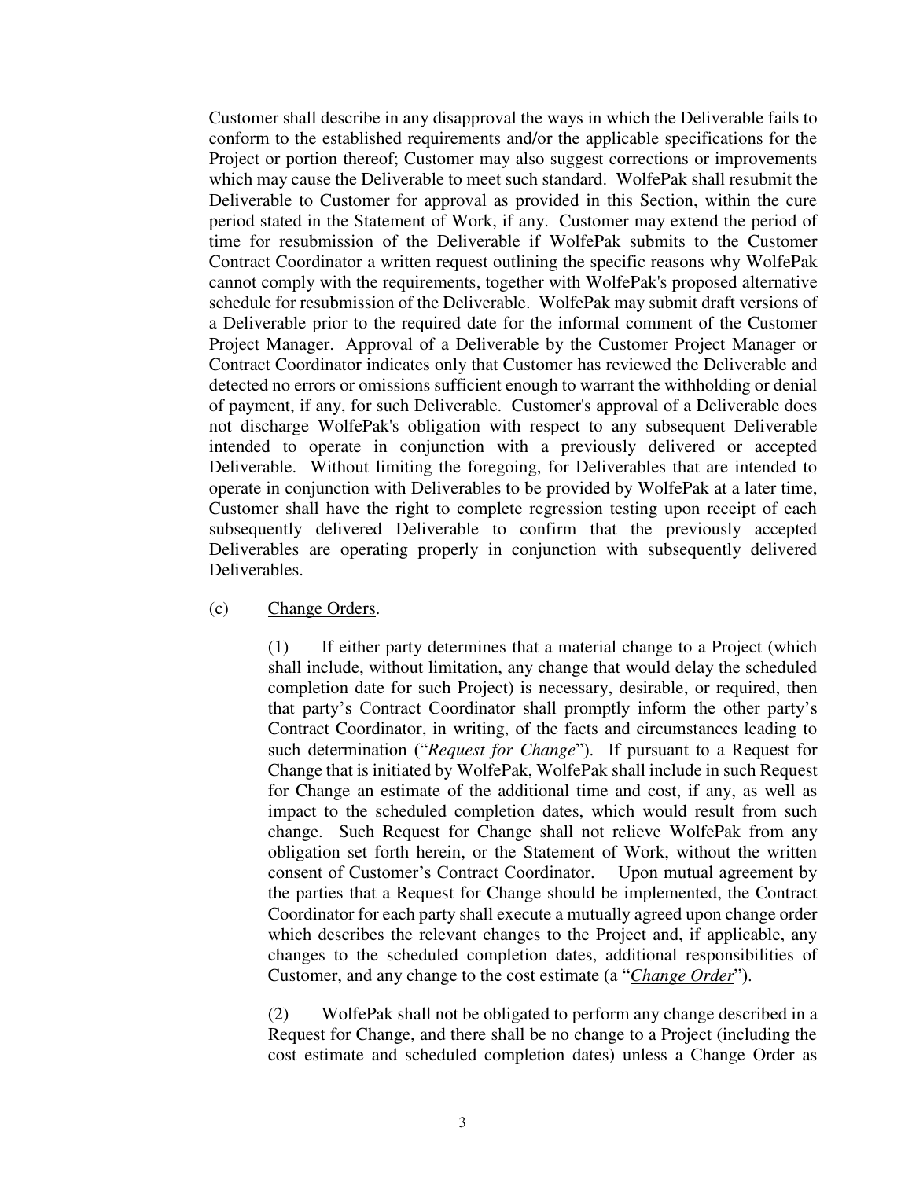Customer shall describe in any disapproval the ways in which the Deliverable fails to conform to the established requirements and/or the applicable specifications for the Project or portion thereof; Customer may also suggest corrections or improvements which may cause the Deliverable to meet such standard. WolfePak shall resubmit the Deliverable to Customer for approval as provided in this Section, within the cure period stated in the Statement of Work, if any. Customer may extend the period of time for resubmission of the Deliverable if WolfePak submits to the Customer Contract Coordinator a written request outlining the specific reasons why WolfePak cannot comply with the requirements, together with WolfePak's proposed alternative schedule for resubmission of the Deliverable. WolfePak may submit draft versions of a Deliverable prior to the required date for the informal comment of the Customer Project Manager. Approval of a Deliverable by the Customer Project Manager or Contract Coordinator indicates only that Customer has reviewed the Deliverable and detected no errors or omissions sufficient enough to warrant the withholding or denial of payment, if any, for such Deliverable. Customer's approval of a Deliverable does not discharge WolfePak's obligation with respect to any subsequent Deliverable intended to operate in conjunction with a previously delivered or accepted Deliverable. Without limiting the foregoing, for Deliverables that are intended to operate in conjunction with Deliverables to be provided by WolfePak at a later time, Customer shall have the right to complete regression testing upon receipt of each subsequently delivered Deliverable to confirm that the previously accepted Deliverables are operating properly in conjunction with subsequently delivered Deliverables.

(c) Change Orders.

(1) If either party determines that a material change to a Project (which shall include, without limitation, any change that would delay the scheduled completion date for such Project) is necessary, desirable, or required, then that party's Contract Coordinator shall promptly inform the other party's Contract Coordinator, in writing, of the facts and circumstances leading to such determination ("*Request for Change*"). If pursuant to a Request for Change that is initiated by WolfePak, WolfePak shall include in such Request for Change an estimate of the additional time and cost, if any, as well as impact to the scheduled completion dates, which would result from such change. Such Request for Change shall not relieve WolfePak from any obligation set forth herein, or the Statement of Work, without the written consent of Customer's Contract Coordinator. Upon mutual agreement by the parties that a Request for Change should be implemented, the Contract Coordinator for each party shall execute a mutually agreed upon change order which describes the relevant changes to the Project and, if applicable, any changes to the scheduled completion dates, additional responsibilities of Customer, and any change to the cost estimate (a "*Change Order*").

(2) WolfePak shall not be obligated to perform any change described in a Request for Change, and there shall be no change to a Project (including the cost estimate and scheduled completion dates) unless a Change Order as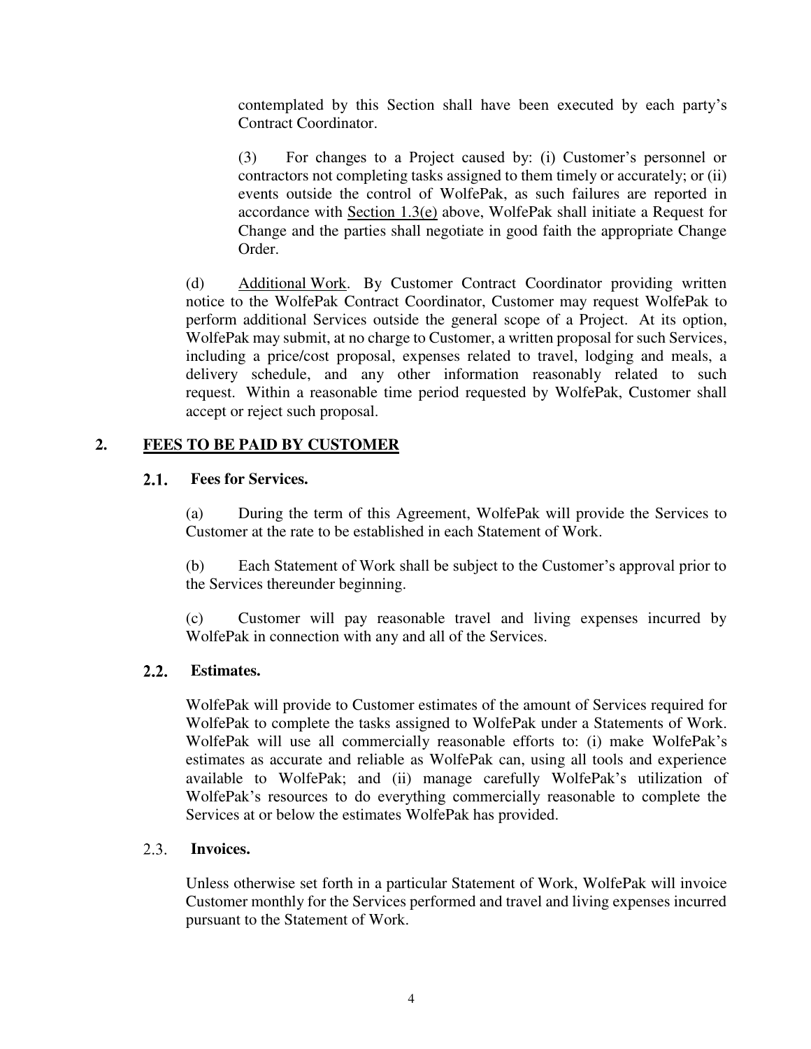contemplated by this Section shall have been executed by each party's Contract Coordinator.

(3) For changes to a Project caused by: (i) Customer's personnel or contractors not completing tasks assigned to them timely or accurately; or (ii) events outside the control of WolfePak, as such failures are reported in accordance with Section 1.3(e) above, WolfePak shall initiate a Request for Change and the parties shall negotiate in good faith the appropriate Change Order.

(d) Additional Work. By Customer Contract Coordinator providing written notice to the WolfePak Contract Coordinator, Customer may request WolfePak to perform additional Services outside the general scope of a Project. At its option, WolfePak may submit, at no charge to Customer, a written proposal for such Services, including a price/cost proposal, expenses related to travel, lodging and meals, a delivery schedule, and any other information reasonably related to such request. Within a reasonable time period requested by WolfePak, Customer shall accept or reject such proposal.

## 2. FEES TO BE PAID BY CUSTOMER

### 2.1. Fees for Services.

(a) During the term of this Agreement, WolfePak will provide the Services to Customer at the rate to be established in each Statement of Work.

(b) Each Statement of Work shall be subject to the Customer's approval prior to the Services thereunder beginning.

(c) Customer will pay reasonable travel and living expenses incurred by WolfePak in connection with any and all of the Services.

### 2.2. Estimates.

WolfePak will provide to Customer estimates of the amount of Services required for WolfePak to complete the tasks assigned to WolfePak under a Statements of Work. WolfePak will use all commercially reasonable efforts to: (i) make WolfePak's estimates as accurate and reliable as WolfePak can, using all tools and experience available to WolfePak; and (ii) manage carefully WolfePak's utilization of WolfePak's resources to do everything commercially reasonable to complete the Services at or below the estimates WolfePak has provided.

### 2.3. Invoices.

Unless otherwise set forth in a particular Statement of Work, WolfePak will invoice Customer monthly for the Services performed and travel and living expenses incurred pursuant to the Statement of Work.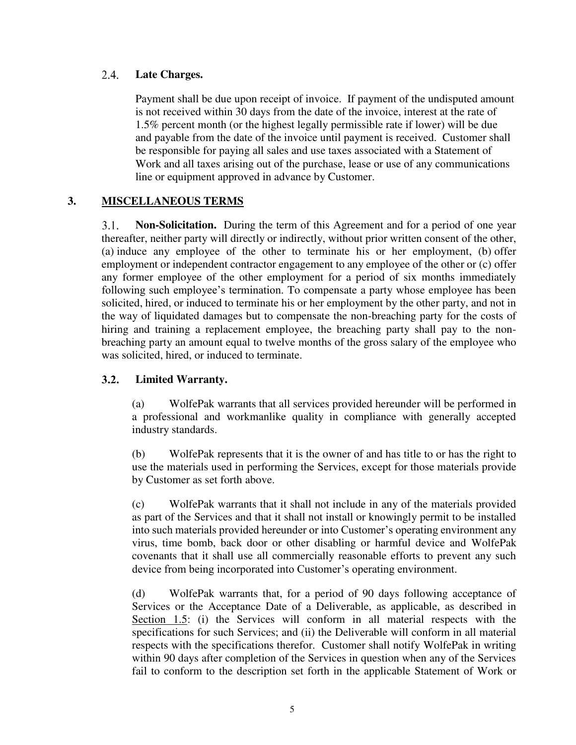### 2.4. Late Charges.

Payment shall be due upon receipt of invoice. If payment of the undisputed amount is not received within 30 days from the date of the invoice, interest at the rate of 1.5% percent month (or the highest legally permissible rate if lower) will be due and payable from the date of the invoice until payment is received. Customer shall be responsible for paying all sales and use taxes associated with a Statement of Work and all taxes arising out of the purchase, lease or use of any communications line or equipment approved in advance by Customer.

## 3. MISCELLANEOUS TERMS

3.1. **Non-Solicitation.** During the term of this Agreement and for a period of one year thereafter, neither party will directly or indirectly, without prior written consent of the other, (a) induce any employee of the other to terminate his or her employment, (b) offer employment or independent contractor engagement to any employee of the other or (c) offer any former employee of the other employment for a period of six months immediately following such employee's termination. To compensate a party whose employee has been solicited, hired, or induced to terminate his or her employment by the other party, and not in the way of liquidated damages but to compensate the non-breaching party for the costs of hiring and training a replacement employee, the breaching party shall pay to the non-breaching party an amount equal to twelve months of the gross salary of the employee who was solicited, hired, or induced to terminate.

### 3.2. Limited Warranty.

(a) WolfePak warrants that all services provided hereunder will be performed in a professional and workmanlike quality in compliance with generally accepted industry standards.

(b) WolfePak represents that it is the owner of and has title to or has the right to use the materials used in performing the Services, except for those materials provide by Customer as set forth above.

(c) WolfePak warrants that it shall not include in any of the materials provided as part of the Services and that it shall not install or knowingly permit to be installed into such materials provided hereunder or into Customer's operating environment any virus, time bomb, back door or other disabling or harmful device and WolfePak covenants that it shall use all commercially reasonable efforts to prevent any such device from being incorporated into Customer's operating environment.

(d) WolfePak warrants that, for a period of 90 days following acceptance of Services or the Acceptance Date of a Deliverable, as applicable, as described in Section 1.5: (i) the Services will conform in all material respects with the specifications for such Services; and (ii) the Deliverable will conform in all material respects with the specifications therefor. Customer shall notify WolfePak in writing within 90 days after completion of the Services in question when any of the Services fail to conform to the description set forth in the applicable Statement of Work or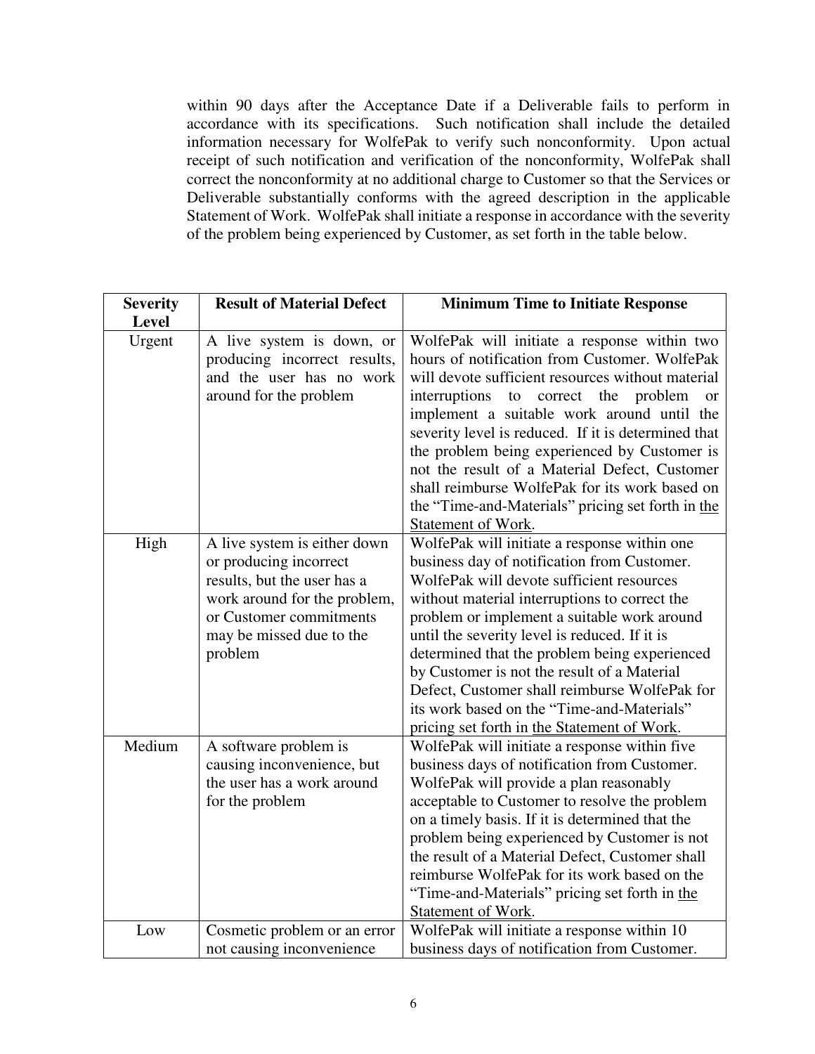within 90 days after the Acceptance Date if a Deliverable fails to perform in accordance with its specifications. Such notification shall include the detailed information necessary for WolfePak to verify such nonconformity. Upon actual receipt of such notification and verification of the nonconformity, WolfePak shall correct the nonconformity at no additional charge to Customer so that the Services or Deliverable substantially conforms with the agreed description in the applicable Statement of Work. WolfePak shall initiate a response in accordance with the severity of the problem being experienced by Customer, as set forth in the table below.

| **Severity Level** | **Result of Material Defect** | **Minimum Time to Initiate Response** |
|---|---|---|
| Urgent | A live system is down, or producing incorrect results, and the user has no work around for the problem | WolfePak will initiate a response within two hours of notification from Customer. WolfePak will devote sufficient resources without material interruptions to correct the problem or implement a suitable work around until the severity level is reduced. If it is determined that the problem being experienced by Customer is not the result of a Material Defect, Customer shall reimburse WolfePak for its work based on the "Time-and-Materials" pricing set forth in the Statement of Work. |
| High | A live system is either down or producing incorrect results, but the user has a work around for the problem, or Customer commitments may be missed due to the problem | WolfePak will initiate a response within one business day of notification from Customer. WolfePak will devote sufficient resources without material interruptions to correct the problem or implement a suitable work around until the severity level is reduced. If it is determined that the problem being experienced by Customer is not the result of a Material Defect, Customer shall reimburse WolfePak for its work based on the "Time-and-Materials" pricing set forth in the Statement of Work. |
| Medium | A software problem is causing inconvenience, but the user has a work around for the problem | WolfePak will initiate a response within five business days of notification from Customer. WolfePak will provide a plan reasonably acceptable to Customer to resolve the problem on a timely basis. If it is determined that the problem being experienced by Customer is not the result of a Material Defect, Customer shall reimburse WolfePak for its work based on the "Time-and-Materials" pricing set forth in the Statement of Work. |
| Low | Cosmetic problem or an error not causing inconvenience | WolfePak will initiate a response within 10 business days of notification from Customer. |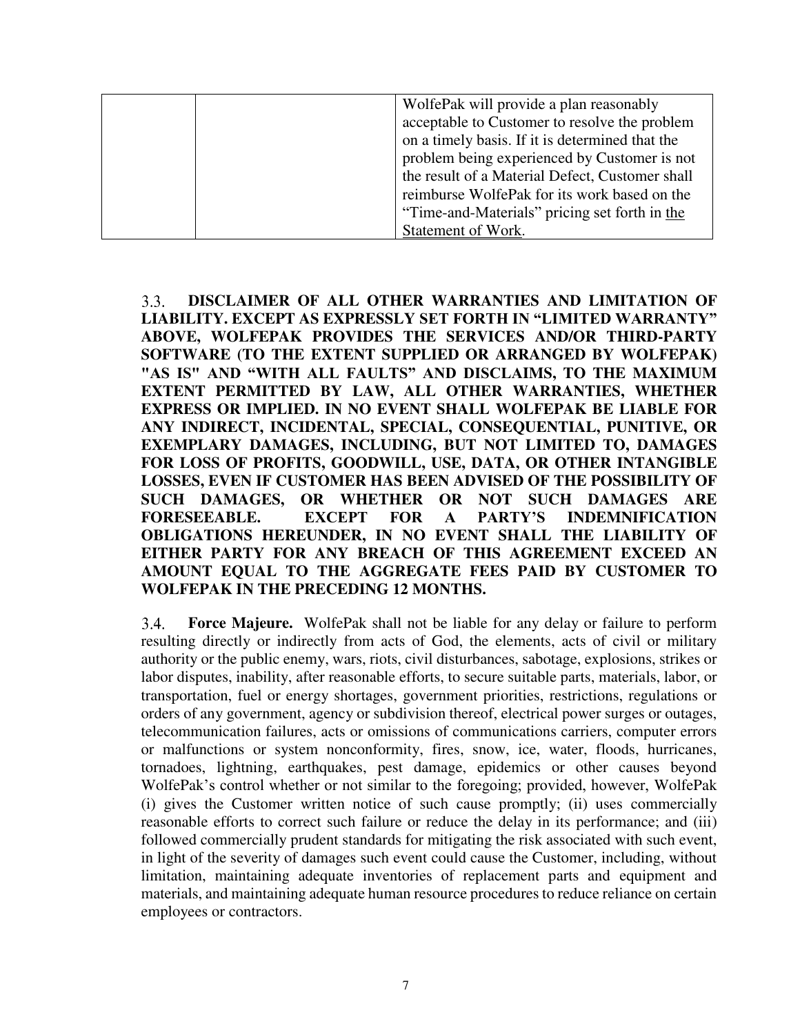| | | |
|---|---|---|
| | | WolfePak will provide a plan reasonably acceptable to Customer to resolve the problem on a timely basis. If it is determined that the problem being experienced by Customer is not the result of a Material Defect, Customer shall reimburse WolfePak for its work based on the "Time-and-Materials" pricing set forth in the Statement of Work. |

3.3. **DISCLAIMER OF ALL OTHER WARRANTIES AND LIMITATION OF LIABILITY. EXCEPT AS EXPRESSLY SET FORTH IN "LIMITED WARRANTY" ABOVE, WOLFEPAK PROVIDES THE SERVICES AND/OR THIRD-PARTY SOFTWARE (TO THE EXTENT SUPPLIED OR ARRANGED BY WOLFEPAK) "AS IS" AND "WITH ALL FAULTS" AND DISCLAIMS, TO THE MAXIMUM EXTENT PERMITTED BY LAW, ALL OTHER WARRANTIES, WHETHER EXPRESS OR IMPLIED. IN NO EVENT SHALL WOLFEPAK BE LIABLE FOR ANY INDIRECT, INCIDENTAL, SPECIAL, CONSEQUENTIAL, PUNITIVE, OR EXEMPLARY DAMAGES, INCLUDING, BUT NOT LIMITED TO, DAMAGES FOR LOSS OF PROFITS, GOODWILL, USE, DATA, OR OTHER INTANGIBLE LOSSES, EVEN IF CUSTOMER HAS BEEN ADVISED OF THE POSSIBILITY OF SUCH DAMAGES, OR WHETHER OR NOT SUCH DAMAGES ARE FORESEEABLE. EXCEPT FOR A PARTY'S INDEMNIFICATION OBLIGATIONS HEREUNDER, IN NO EVENT SHALL THE LIABILITY OF EITHER PARTY FOR ANY BREACH OF THIS AGREEMENT EXCEED AN AMOUNT EQUAL TO THE AGGREGATE FEES PAID BY CUSTOMER TO WOLFEPAK IN THE PRECEDING 12 MONTHS.**

3.4. **Force Majeure.** WolfePak shall not be liable for any delay or failure to perform resulting directly or indirectly from acts of God, the elements, acts of civil or military authority or the public enemy, wars, riots, civil disturbances, sabotage, explosions, strikes or labor disputes, inability, after reasonable efforts, to secure suitable parts, materials, labor, or transportation, fuel or energy shortages, government priorities, restrictions, regulations or orders of any government, agency or subdivision thereof, electrical power surges or outages, telecommunication failures, acts or omissions of communications carriers, computer errors or malfunctions or system nonconformity, fires, snow, ice, water, floods, hurricanes, tornadoes, lightning, earthquakes, pest damage, epidemics or other causes beyond WolfePak's control whether or not similar to the foregoing; provided, however, WolfePak (i) gives the Customer written notice of such cause promptly; (ii) uses commercially reasonable efforts to correct such failure or reduce the delay in its performance; and (iii) followed commercially prudent standards for mitigating the risk associated with such event, in light of the severity of damages such event could cause the Customer, including, without limitation, maintaining adequate inventories of replacement parts and equipment and materials, and maintaining adequate human resource procedures to reduce reliance on certain employees or contractors.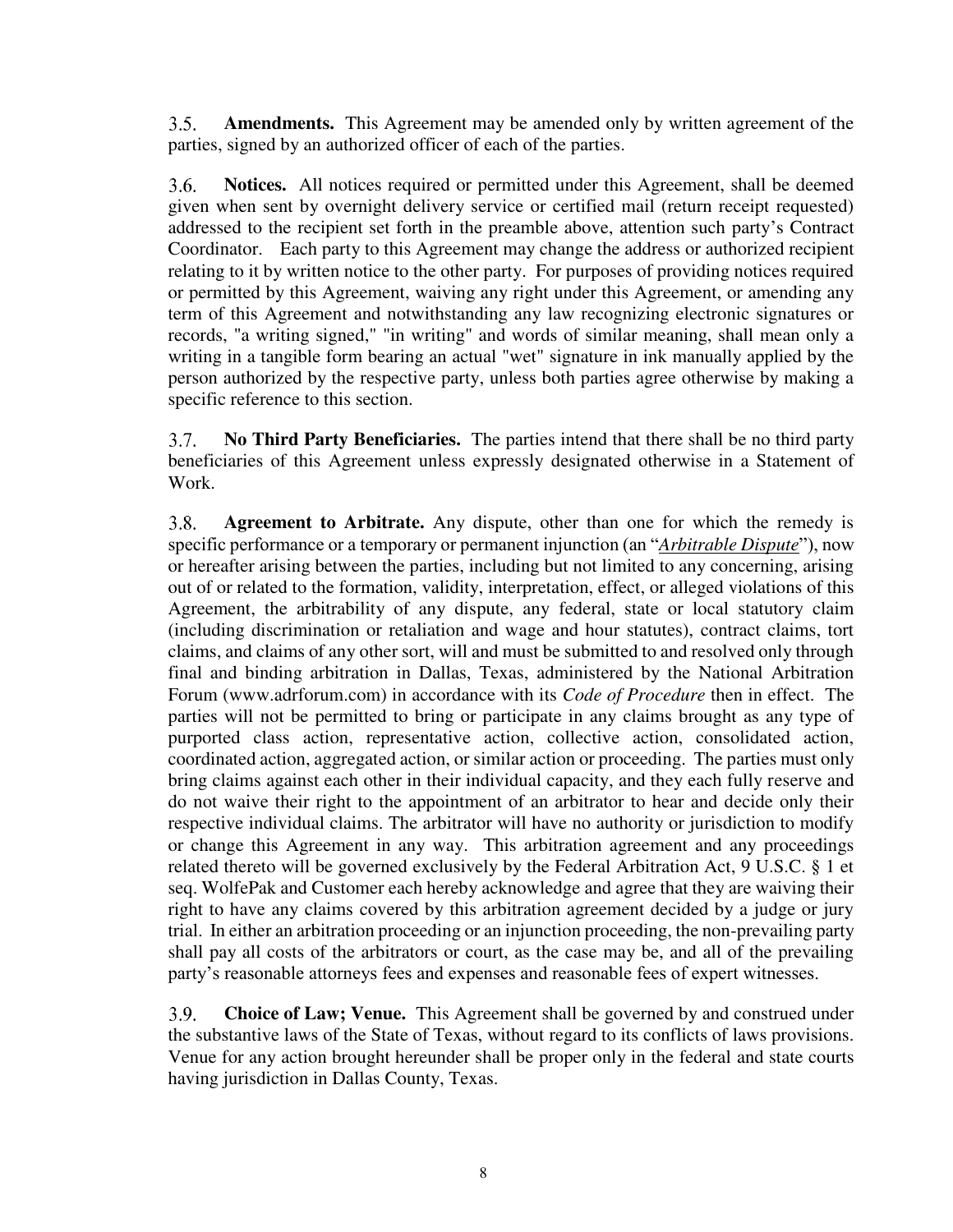3.5. **Amendments.** This Agreement may be amended only by written agreement of the parties, signed by an authorized officer of each of the parties.

3.6. **Notices.** All notices required or permitted under this Agreement, shall be deemed given when sent by overnight delivery service or certified mail (return receipt requested) addressed to the recipient set forth in the preamble above, attention such party's Contract Coordinator. Each party to this Agreement may change the address or authorized recipient relating to it by written notice to the other party. For purposes of providing notices required or permitted by this Agreement, waiving any right under this Agreement, or amending any term of this Agreement and notwithstanding any law recognizing electronic signatures or records, "a writing signed," "in writing" and words of similar meaning, shall mean only a writing in a tangible form bearing an actual "wet" signature in ink manually applied by the person authorized by the respective party, unless both parties agree otherwise by making a specific reference to this section.

3.7. **No Third Party Beneficiaries.** The parties intend that there shall be no third party beneficiaries of this Agreement unless expressly designated otherwise in a Statement of Work.

3.8. **Agreement to Arbitrate.** Any dispute, other than one for which the remedy is specific performance or a temporary or permanent injunction (an "***Arbitrable Dispute***"), now or hereafter arising between the parties, including but not limited to any concerning, arising out of or related to the formation, validity, interpretation, effect, or alleged violations of this Agreement, the arbitrability of any dispute, any federal, state or local statutory claim (including discrimination or retaliation and wage and hour statutes), contract claims, tort claims, and claims of any other sort, will and must be submitted to and resolved only through final and binding arbitration in Dallas, Texas, administered by the National Arbitration Forum (www.adrforum.com) in accordance with its *Code of Procedure* then in effect. The parties will not be permitted to bring or participate in any claims brought as any type of purported class action, representative action, collective action, consolidated action, coordinated action, aggregated action, or similar action or proceeding. The parties must only bring claims against each other in their individual capacity, and they each fully reserve and do not waive their right to the appointment of an arbitrator to hear and decide only their respective individual claims. The arbitrator will have no authority or jurisdiction to modify or change this Agreement in any way. This arbitration agreement and any proceedings related thereto will be governed exclusively by the Federal Arbitration Act, 9 U.S.C. § 1 et seq. WolfePak and Customer each hereby acknowledge and agree that they are waiving their right to have any claims covered by this arbitration agreement decided by a judge or jury trial. In either an arbitration proceeding or an injunction proceeding, the non-prevailing party shall pay all costs of the arbitrators or court, as the case may be, and all of the prevailing party's reasonable attorneys fees and expenses and reasonable fees of expert witnesses.

3.9. **Choice of Law; Venue.** This Agreement shall be governed by and construed under the substantive laws of the State of Texas, without regard to its conflicts of laws provisions. Venue for any action brought hereunder shall be proper only in the federal and state courts having jurisdiction in Dallas County, Texas.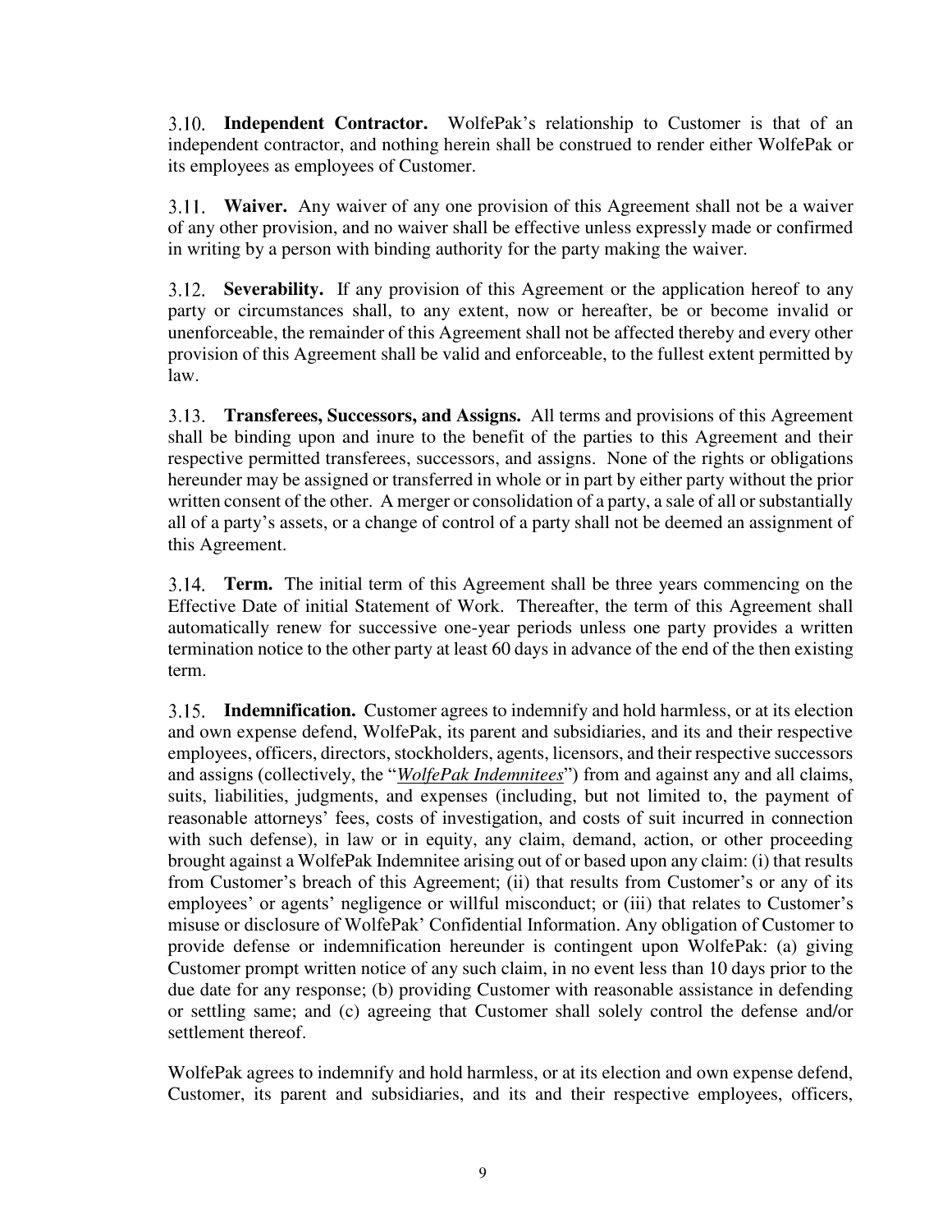3.10. **Independent Contractor.** WolfePak's relationship to Customer is that of an independent contractor, and nothing herein shall be construed to render either WolfePak or its employees as employees of Customer.

3.11. **Waiver.** Any waiver of any one provision of this Agreement shall not be a waiver of any other provision, and no waiver shall be effective unless expressly made or confirmed in writing by a person with binding authority for the party making the waiver.

3.12. **Severability.** If any provision of this Agreement or the application hereof to any party or circumstances shall, to any extent, now or hereafter, be or become invalid or unenforceable, the remainder of this Agreement shall not be affected thereby and every other provision of this Agreement shall be valid and enforceable, to the fullest extent permitted by law.

3.13. **Transferees, Successors, and Assigns.** All terms and provisions of this Agreement shall be binding upon and inure to the benefit of the parties to this Agreement and their respective permitted transferees, successors, and assigns. None of the rights or obligations hereunder may be assigned or transferred in whole or in part by either party without the prior written consent of the other. A merger or consolidation of a party, a sale of all or substantially all of a party's assets, or a change of control of a party shall not be deemed an assignment of this Agreement.

3.14. **Term.** The initial term of this Agreement shall be three years commencing on the Effective Date of initial Statement of Work. Thereafter, the term of this Agreement shall automatically renew for successive one-year periods unless one party provides a written termination notice to the other party at least 60 days in advance of the end of the then existing term.

3.15. **Indemnification.** Customer agrees to indemnify and hold harmless, or at its election and own expense defend, WolfePak, its parent and subsidiaries, and its and their respective employees, officers, directors, stockholders, agents, licensors, and their respective successors and assigns (collectively, the "*WolfePak Indemnitees*") from and against any and all claims, suits, liabilities, judgments, and expenses (including, but not limited to, the payment of reasonable attorneys' fees, costs of investigation, and costs of suit incurred in connection with such defense), in law or in equity, any claim, demand, action, or other proceeding brought against a WolfePak Indemnitee arising out of or based upon any claim: (i) that results from Customer's breach of this Agreement; (ii) that results from Customer's or any of its employees' or agents' negligence or willful misconduct; or (iii) that relates to Customer's misuse or disclosure of WolfePak' Confidential Information. Any obligation of Customer to provide defense or indemnification hereunder is contingent upon WolfePak: (a) giving Customer prompt written notice of any such claim, in no event less than 10 days prior to the due date for any response; (b) providing Customer with reasonable assistance in defending or settling same; and (c) agreeing that Customer shall solely control the defense and/or settlement thereof.

WolfePak agrees to indemnify and hold harmless, or at its election and own expense defend, Customer, its parent and subsidiaries, and its and their respective employees, officers,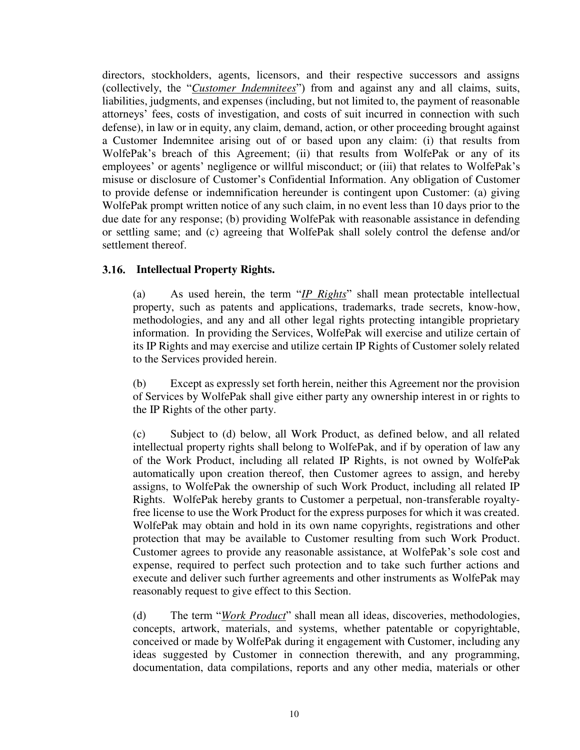directors, stockholders, agents, licensors, and their respective successors and assigns (collectively, the "*Customer Indemnitees*") from and against any and all claims, suits, liabilities, judgments, and expenses (including, but not limited to, the payment of reasonable attorneys' fees, costs of investigation, and costs of suit incurred in connection with such defense), in law or in equity, any claim, demand, action, or other proceeding brought against a Customer Indemnitee arising out of or based upon any claim: (i) that results from WolfePak's breach of this Agreement; (ii) that results from WolfePak or any of its employees' or agents' negligence or willful misconduct; or (iii) that relates to WolfePak's misuse or disclosure of Customer's Confidential Information. Any obligation of Customer to provide defense or indemnification hereunder is contingent upon Customer: (a) giving WolfePak prompt written notice of any such claim, in no event less than 10 days prior to the due date for any response; (b) providing WolfePak with reasonable assistance in defending or settling same; and (c) agreeing that WolfePak shall solely control the defense and/or settlement thereof.

**3.16. Intellectual Property Rights.**

(a) As used herein, the term "*IP Rights*" shall mean protectable intellectual property, such as patents and applications, trademarks, trade secrets, know-how, methodologies, and any and all other legal rights protecting intangible proprietary information. In providing the Services, WolfePak will exercise and utilize certain of its IP Rights and may exercise and utilize certain IP Rights of Customer solely related to the Services provided herein.

(b) Except as expressly set forth herein, neither this Agreement nor the provision of Services by WolfePak shall give either party any ownership interest in or rights to the IP Rights of the other party.

(c) Subject to (d) below, all Work Product, as defined below, and all related intellectual property rights shall belong to WolfePak, and if by operation of law any of the Work Product, including all related IP Rights, is not owned by WolfePak automatically upon creation thereof, then Customer agrees to assign, and hereby assigns, to WolfePak the ownership of such Work Product, including all related IP Rights. WolfePak hereby grants to Customer a perpetual, non-transferable royalty-free license to use the Work Product for the express purposes for which it was created. WolfePak may obtain and hold in its own name copyrights, registrations and other protection that may be available to Customer resulting from such Work Product. Customer agrees to provide any reasonable assistance, at WolfePak's sole cost and expense, required to perfect such protection and to take such further actions and execute and deliver such further agreements and other instruments as WolfePak may reasonably request to give effect to this Section.

(d) The term "*Work Product*" shall mean all ideas, discoveries, methodologies, concepts, artwork, materials, and systems, whether patentable or copyrightable, conceived or made by WolfePak during it engagement with Customer, including any ideas suggested by Customer in connection therewith, and any programming, documentation, data compilations, reports and any other media, materials or other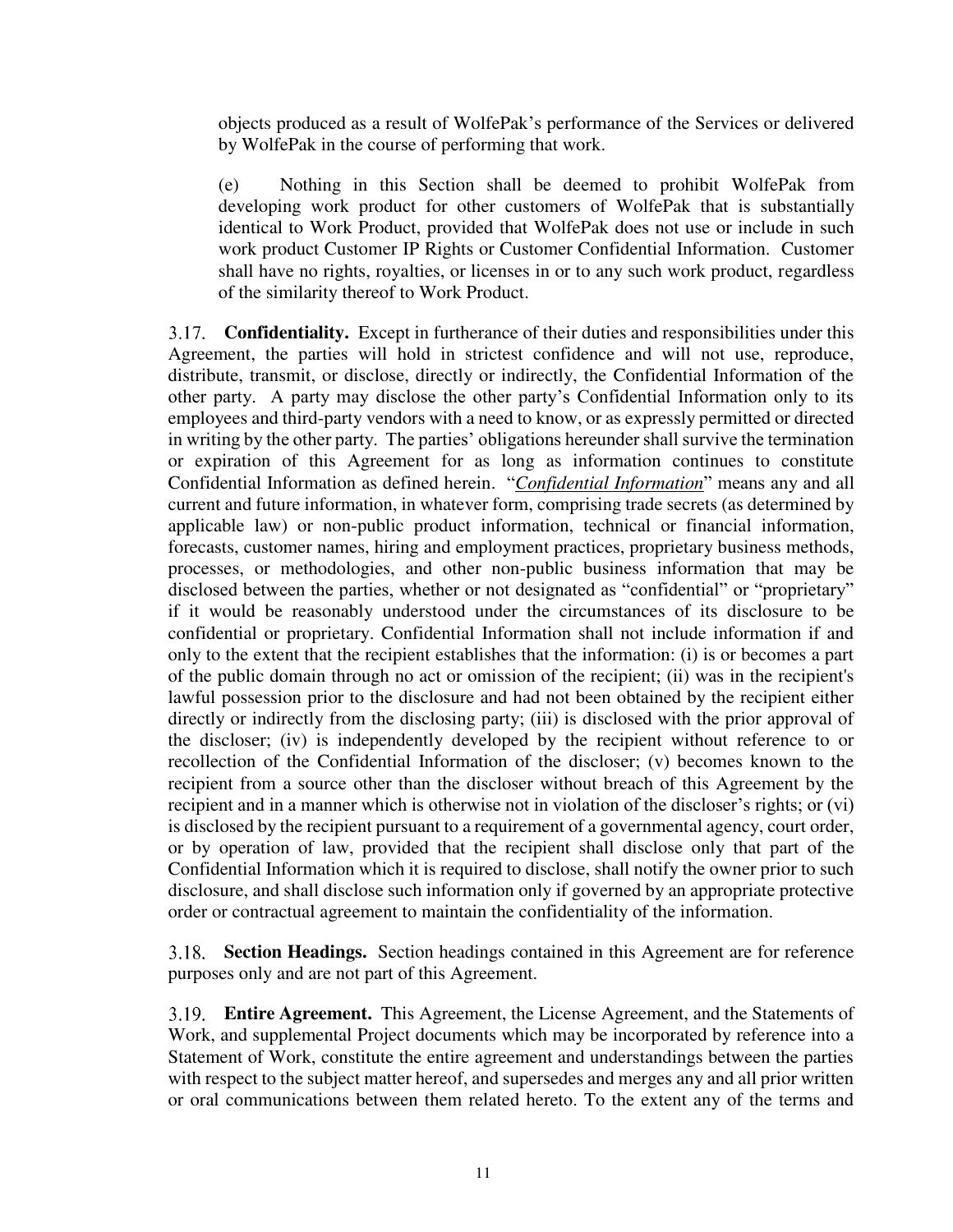objects produced as a result of WolfePak's performance of the Services or delivered by WolfePak in the course of performing that work.

(e) Nothing in this Section shall be deemed to prohibit WolfePak from developing work product for other customers of WolfePak that is substantially identical to Work Product, provided that WolfePak does not use or include in such work product Customer IP Rights or Customer Confidential Information. Customer shall have no rights, royalties, or licenses in or to any such work product, regardless of the similarity thereof to Work Product.

3.17. **Confidentiality.** Except in furtherance of their duties and responsibilities under this Agreement, the parties will hold in strictest confidence and will not use, reproduce, distribute, transmit, or disclose, directly or indirectly, the Confidential Information of the other party. A party may disclose the other party's Confidential Information only to its employees and third-party vendors with a need to know, or as expressly permitted or directed in writing by the other party. The parties' obligations hereunder shall survive the termination or expiration of this Agreement for as long as information continues to constitute Confidential Information as defined herein. "*<u>Confidential Information</u>*" means any and all current and future information, in whatever form, comprising trade secrets (as determined by applicable law) or non-public product information, technical or financial information, forecasts, customer names, hiring and employment practices, proprietary business methods, processes, or methodologies, and other non-public business information that may be disclosed between the parties, whether or not designated as "confidential" or "proprietary" if it would be reasonably understood under the circumstances of its disclosure to be confidential or proprietary. Confidential Information shall not include information if and only to the extent that the recipient establishes that the information: (i) is or becomes a part of the public domain through no act or omission of the recipient; (ii) was in the recipient's lawful possession prior to the disclosure and had not been obtained by the recipient either directly or indirectly from the disclosing party; (iii) is disclosed with the prior approval of the discloser; (iv) is independently developed by the recipient without reference to or recollection of the Confidential Information of the discloser; (v) becomes known to the recipient from a source other than the discloser without breach of this Agreement by the recipient and in a manner which is otherwise not in violation of the discloser's rights; or (vi) is disclosed by the recipient pursuant to a requirement of a governmental agency, court order, or by operation of law, provided that the recipient shall disclose only that part of the Confidential Information which it is required to disclose, shall notify the owner prior to such disclosure, and shall disclose such information only if governed by an appropriate protective order or contractual agreement to maintain the confidentiality of the information.

3.18. **Section Headings.** Section headings contained in this Agreement are for reference purposes only and are not part of this Agreement.

3.19. **Entire Agreement.** This Agreement, the License Agreement, and the Statements of Work, and supplemental Project documents which may be incorporated by reference into a Statement of Work, constitute the entire agreement and understandings between the parties with respect to the subject matter hereof, and supersedes and merges any and all prior written or oral communications between them related hereto. To the extent any of the terms and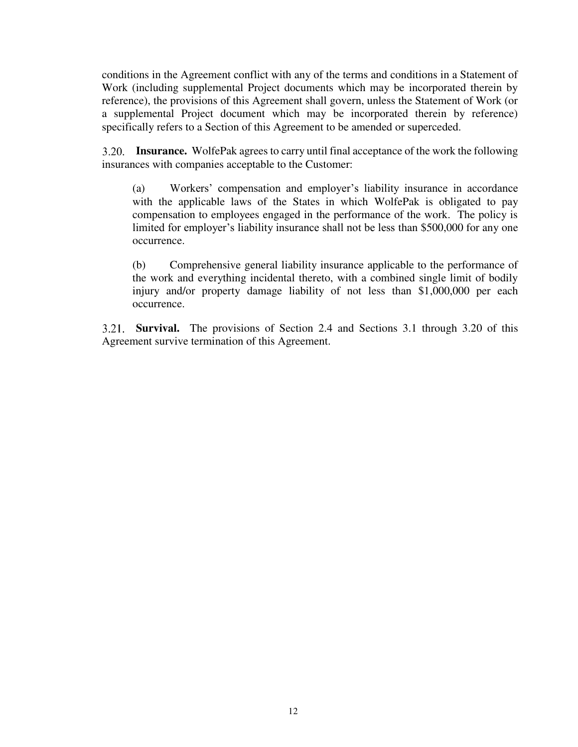conditions in the Agreement conflict with any of the terms and conditions in a Statement of Work (including supplemental Project documents which may be incorporated therein by reference), the provisions of this Agreement shall govern, unless the Statement of Work (or a supplemental Project document which may be incorporated therein by reference) specifically refers to a Section of this Agreement to be amended or superceded.

3.20. **Insurance.** WolfePak agrees to carry until final acceptance of the work the following insurances with companies acceptable to the Customer:

> (a) Workers' compensation and employer's liability insurance in accordance with the applicable laws of the States in which WolfePak is obligated to pay compensation to employees engaged in the performance of the work. The policy is limited for employer's liability insurance shall not be less than $500,000 for any one occurrence.
>
> (b) Comprehensive general liability insurance applicable to the performance of the work and everything incidental thereto, with a combined single limit of bodily injury and/or property damage liability of not less than $1,000,000 per each occurrence.

3.21. **Survival.** The provisions of Section 2.4 and Sections 3.1 through 3.20 of this Agreement survive termination of this Agreement.